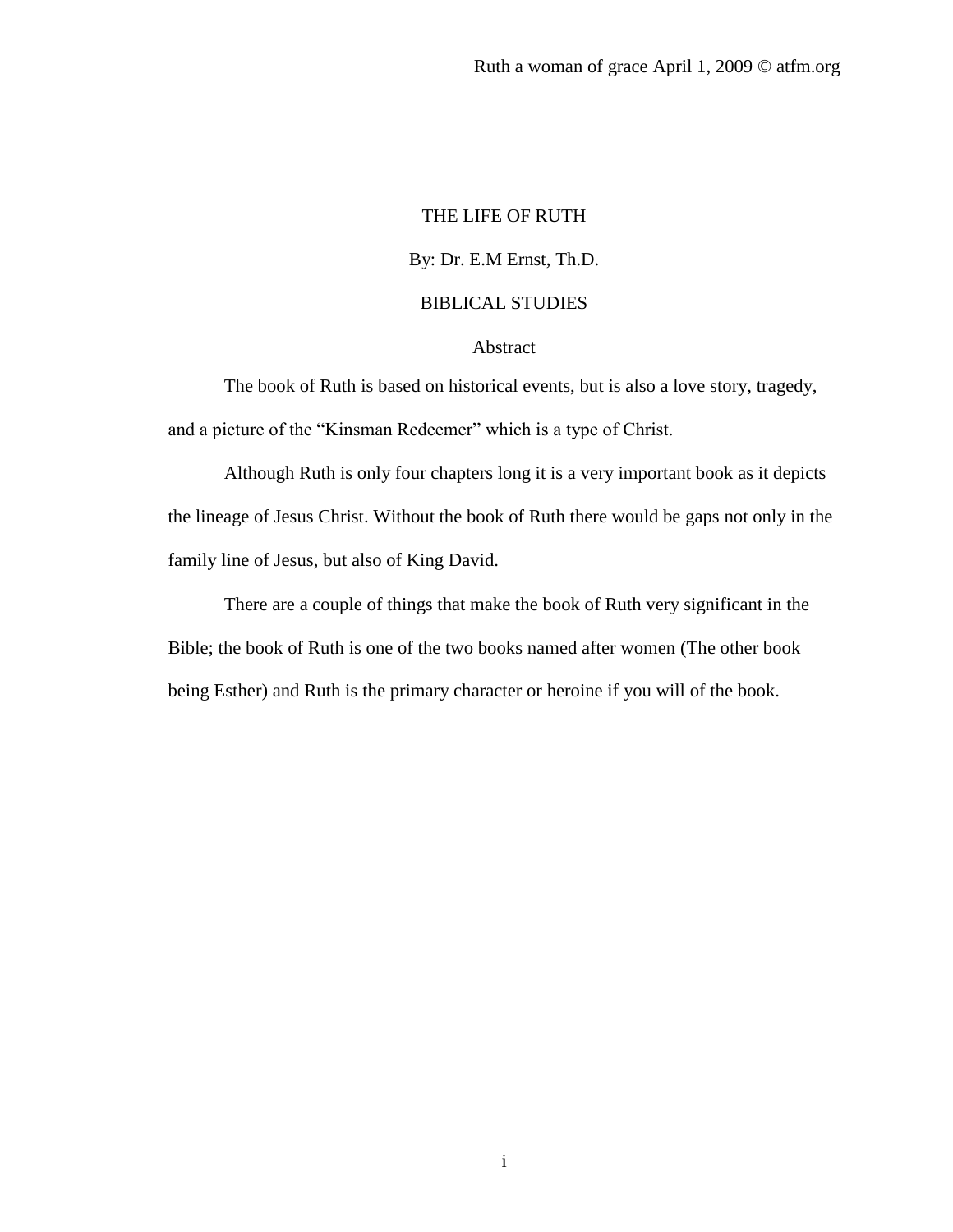# THE LIFE OF RUTH

By: Dr. E.M Ernst, Th.D.

BIBLICAL STUDIES

## Abstract

The book of Ruth is based on historical events, but is also a love story, tragedy, and a picture of the "Kinsman Redeemer" which is a type of Christ.

Although Ruth is only four chapters long it is a very important book as it depicts the lineage of Jesus Christ. Without the book of Ruth there would be gaps not only in the family line of Jesus, but also of King David.

There are a couple of things that make the book of Ruth very significant in the Bible; the book of Ruth is one of the two books named after women (The other book being Esther) and Ruth is the primary character or heroine if you will of the book.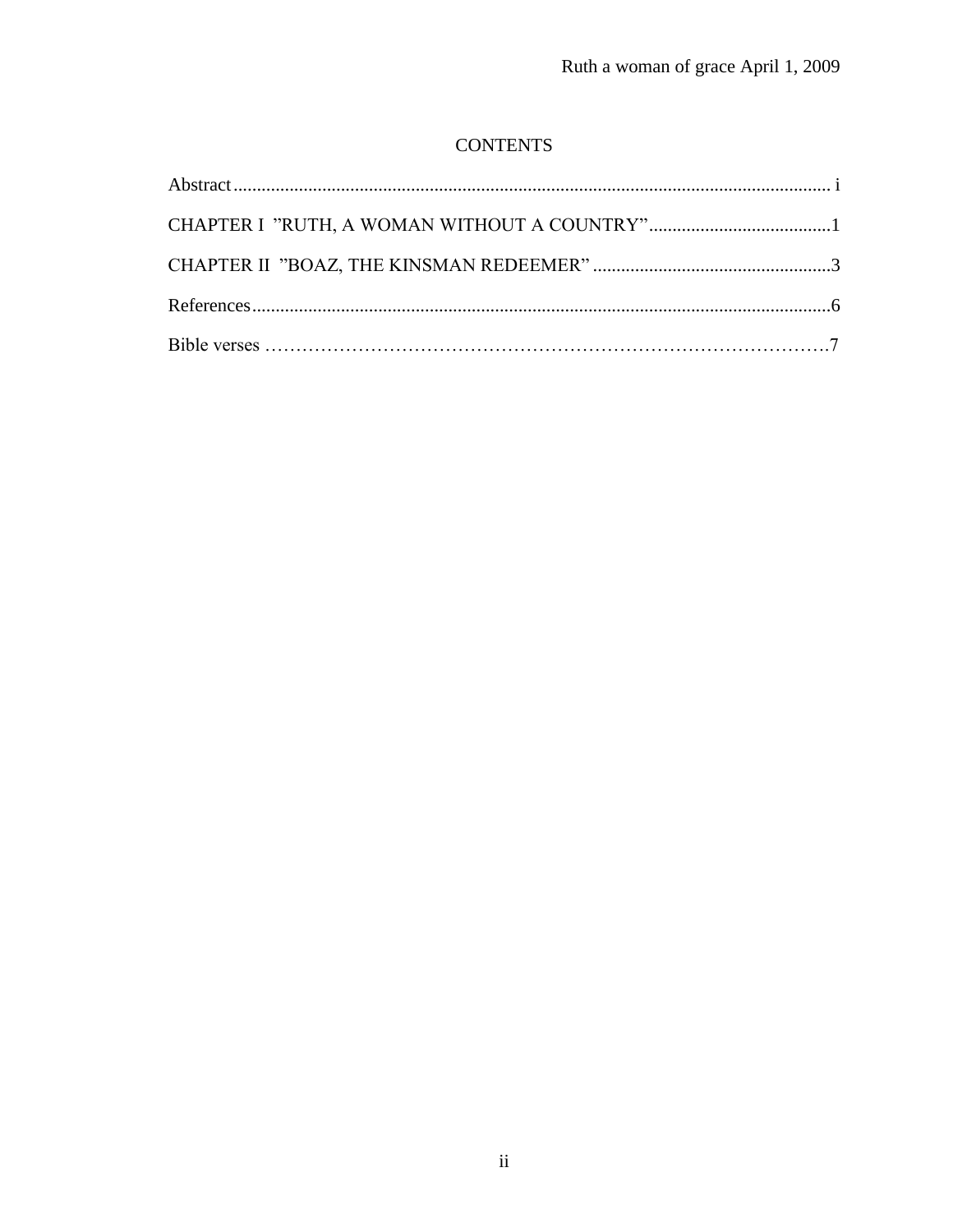# CONTENTS

Abstract................................................................................................................................ i

CHAPTER I ”RUTH, A WOMAN WITHOUT A COUNTRY”.......................................1

CHAPTER II ”BOAZ, THE KINSMAN REDEEMER”...................................................3

References...........................................................................................................................6

Bible verses ……………………………………………………………………………….7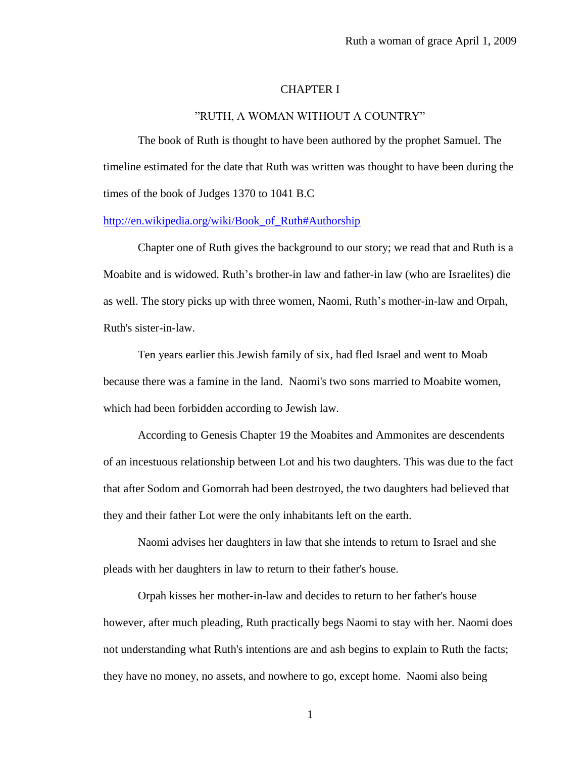# CHAPTER I

## "RUTH, A WOMAN WITHOUT A COUNTRY"

The book of Ruth is thought to have been authored by the prophet Samuel. The timeline estimated for the date that Ruth was written was thought to have been during the times of the book of Judges 1370 to 1041 B.C

http://en.wikipedia.org/wiki/Book_of_Ruth#Authorship

Chapter one of Ruth gives the background to our story; we read that and Ruth is a Moabite and is widowed. Ruth's brother-in law and father-in law (who are Israelites) die as well. The story picks up with three women, Naomi, Ruth's mother-in-law and Orpah, Ruth's sister-in-law.

Ten years earlier this Jewish family of six, had fled Israel and went to Moab because there was a famine in the land. Naomi's two sons married to Moabite women, which had been forbidden according to Jewish law.

According to Genesis Chapter 19 the Moabites and Ammonites are descendents of an incestuous relationship between Lot and his two daughters. This was due to the fact that after Sodom and Gomorrah had been destroyed, the two daughters had believed that they and their father Lot were the only inhabitants left on the earth.

Naomi advises her daughters in law that she intends to return to Israel and she pleads with her daughters in law to return to their father's house.

Orpah kisses her mother-in-law and decides to return to her father's house however, after much pleading, Ruth practically begs Naomi to stay with her. Naomi does not understanding what Ruth's intentions are and ash begins to explain to Ruth the facts; they have no money, no assets, and nowhere to go, except home. Naomi also being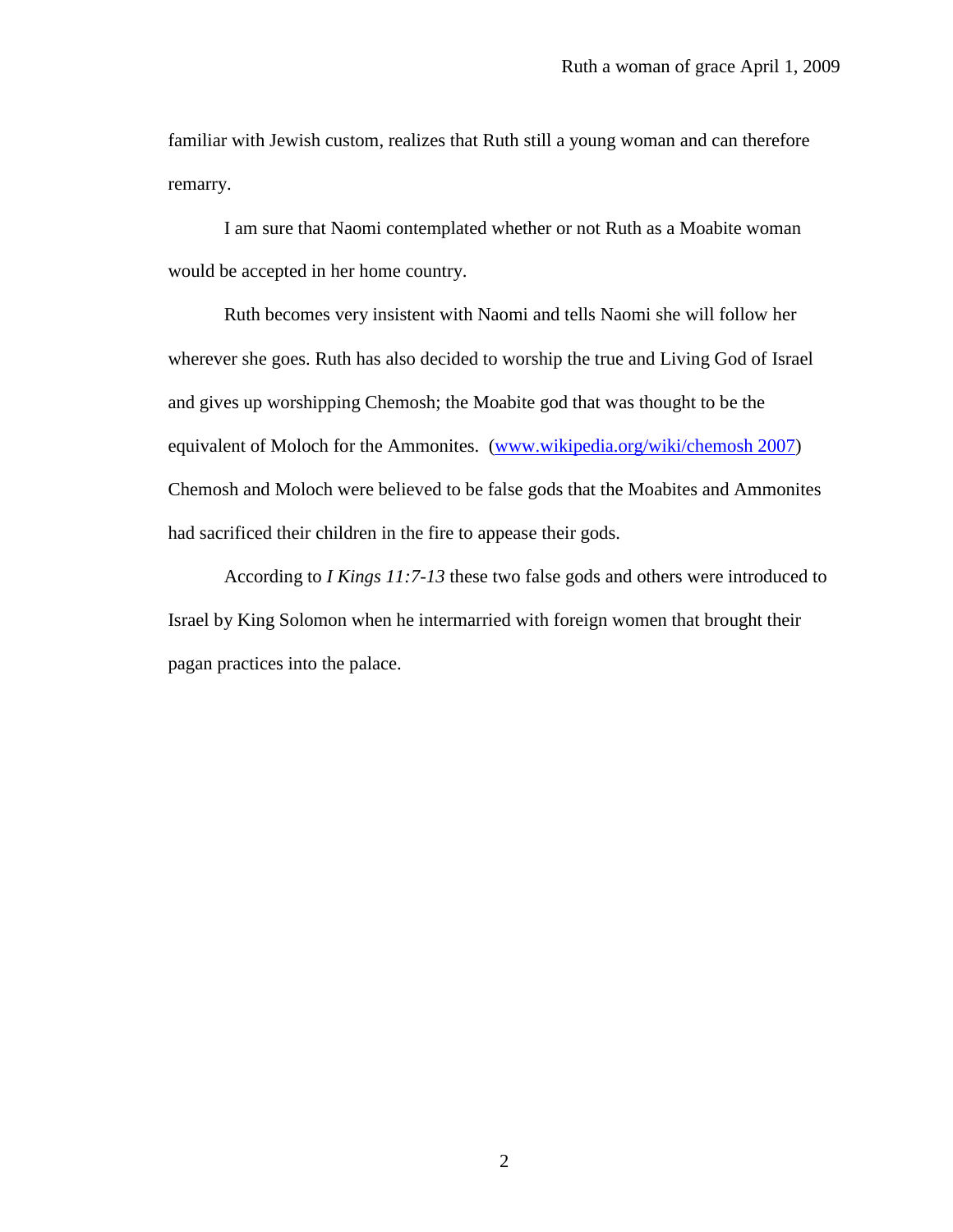familiar with Jewish custom, realizes that Ruth still a young woman and can therefore remarry.

I am sure that Naomi contemplated whether or not Ruth as a Moabite woman would be accepted in her home country.

Ruth becomes very insistent with Naomi and tells Naomi she will follow her wherever she goes. Ruth has also decided to worship the true and Living God of Israel and gives up worshipping Chemosh; the Moabite god that was thought to be the equivalent of Moloch for the Ammonites. ([www.wikipedia.org/wiki/chemosh 2007](www.wikipedia.org/wiki/chemosh)) Chemosh and Moloch were believed to be false gods that the Moabites and Ammonites had sacrificed their children in the fire to appease their gods.

According to *I Kings 11:7-13* these two false gods and others were introduced to Israel by King Solomon when he intermarried with foreign women that brought their pagan practices into the palace.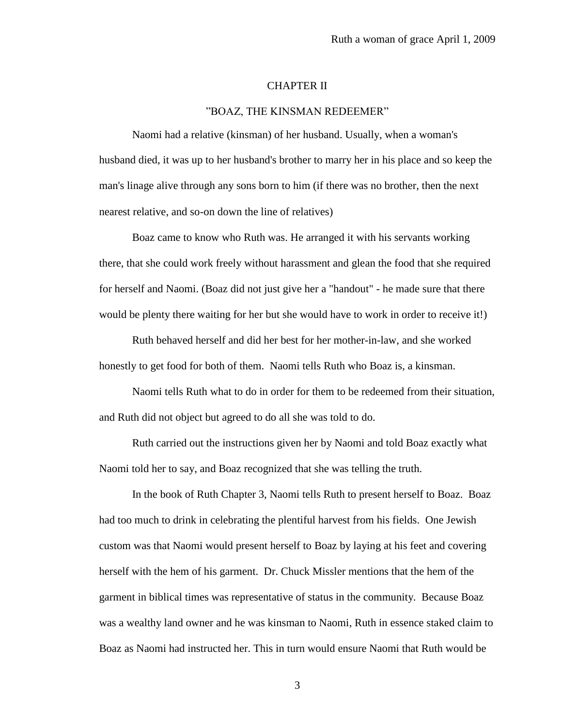## CHAPTER II

## "BOAZ, THE KINSMAN REDEEMER"

Naomi had a relative (kinsman) of her husband. Usually, when a woman's husband died, it was up to her husband's brother to marry her in his place and so keep the man's linage alive through any sons born to him (if there was no brother, then the next nearest relative, and so-on down the line of relatives)

Boaz came to know who Ruth was. He arranged it with his servants working there, that she could work freely without harassment and glean the food that she required for herself and Naomi. (Boaz did not just give her a "handout" - he made sure that there would be plenty there waiting for her but she would have to work in order to receive it!)

Ruth behaved herself and did her best for her mother-in-law, and she worked honestly to get food for both of them. Naomi tells Ruth who Boaz is, a kinsman.

Naomi tells Ruth what to do in order for them to be redeemed from their situation, and Ruth did not object but agreed to do all she was told to do.

Ruth carried out the instructions given her by Naomi and told Boaz exactly what Naomi told her to say, and Boaz recognized that she was telling the truth.

In the book of Ruth Chapter 3, Naomi tells Ruth to present herself to Boaz. Boaz had too much to drink in celebrating the plentiful harvest from his fields. One Jewish custom was that Naomi would present herself to Boaz by laying at his feet and covering herself with the hem of his garment. Dr. Chuck Missler mentions that the hem of the garment in biblical times was representative of status in the community. Because Boaz was a wealthy land owner and he was kinsman to Naomi, Ruth in essence staked claim to Boaz as Naomi had instructed her. This in turn would ensure Naomi that Ruth would be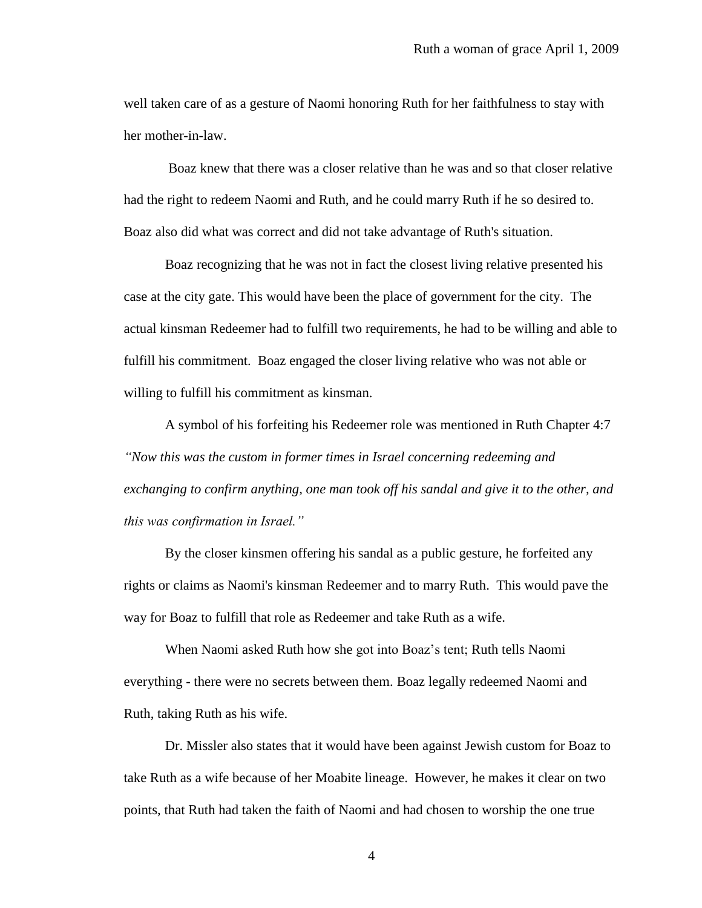well taken care of as a gesture of Naomi honoring Ruth for her faithfulness to stay with her mother-in-law.

Boaz knew that there was a closer relative than he was and so that closer relative had the right to redeem Naomi and Ruth, and he could marry Ruth if he so desired to. Boaz also did what was correct and did not take advantage of Ruth's situation.

Boaz recognizing that he was not in fact the closest living relative presented his case at the city gate. This would have been the place of government for the city. The actual kinsman Redeemer had to fulfill two requirements, he had to be willing and able to fulfill his commitment. Boaz engaged the closer living relative who was not able or willing to fulfill his commitment as kinsman.

A symbol of his forfeiting his Redeemer role was mentioned in Ruth Chapter 4:7 *"Now this was the custom in former times in Israel concerning redeeming and exchanging to confirm anything, one man took off his sandal and give it to the other, and this was confirmation in Israel."*

By the closer kinsmen offering his sandal as a public gesture, he forfeited any rights or claims as Naomi's kinsman Redeemer and to marry Ruth. This would pave the way for Boaz to fulfill that role as Redeemer and take Ruth as a wife.

When Naomi asked Ruth how she got into Boaz's tent; Ruth tells Naomi everything - there were no secrets between them. Boaz legally redeemed Naomi and Ruth, taking Ruth as his wife.

Dr. Missler also states that it would have been against Jewish custom for Boaz to take Ruth as a wife because of her Moabite lineage. However, he makes it clear on two points, that Ruth had taken the faith of Naomi and had chosen to worship the one true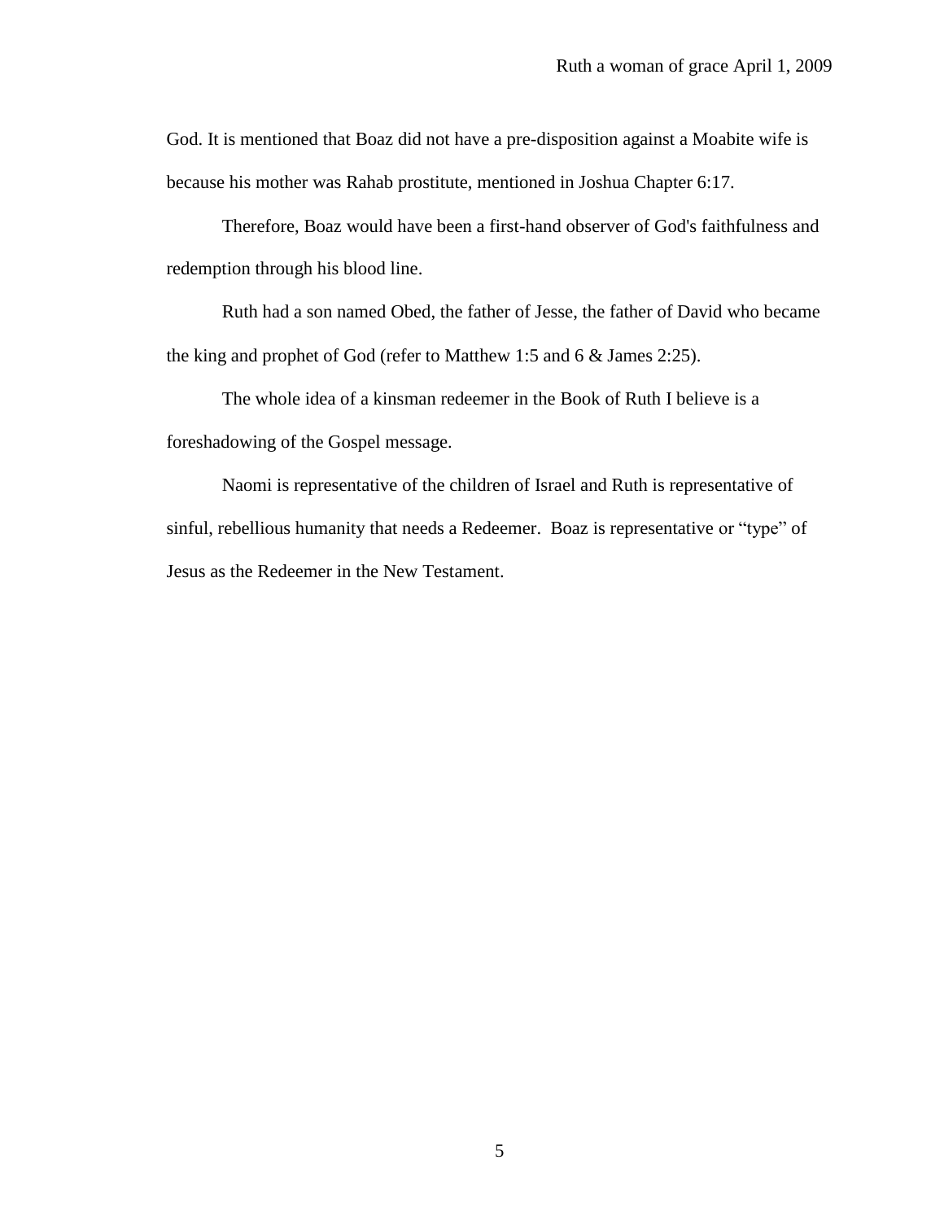God. It is mentioned that Boaz did not have a pre-disposition against a Moabite wife is because his mother was Rahab prostitute, mentioned in Joshua Chapter 6:17.

Therefore, Boaz would have been a first-hand observer of God's faithfulness and redemption through his blood line.

Ruth had a son named Obed, the father of Jesse, the father of David who became the king and prophet of God (refer to Matthew 1:5 and 6 & James 2:25).

The whole idea of a kinsman redeemer in the Book of Ruth I believe is a foreshadowing of the Gospel message.

Naomi is representative of the children of Israel and Ruth is representative of sinful, rebellious humanity that needs a Redeemer. Boaz is representative or "type" of Jesus as the Redeemer in the New Testament.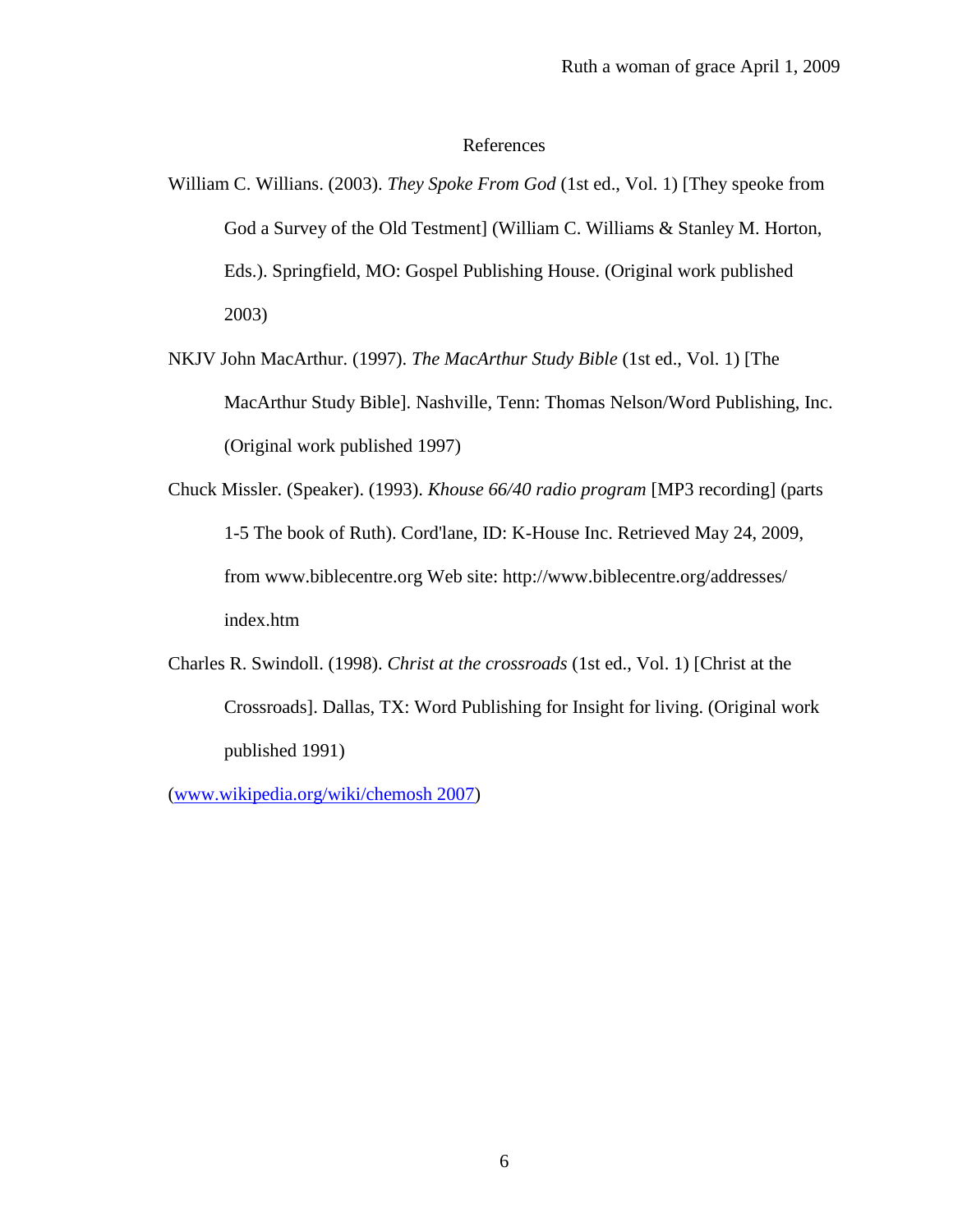# References

William C. Willians. (2003). *They Spoke From God* (1st ed., Vol. 1) [They speoke from God a Survey of the Old Testment] (William C. Williams & Stanley M. Horton, Eds.). Springfield, MO: Gospel Publishing House. (Original work published 2003)

NKJV John MacArthur. (1997). *The MacArthur Study Bible* (1st ed., Vol. 1) [The MacArthur Study Bible]. Nashville, Tenn: Thomas Nelson/Word Publishing, Inc. (Original work published 1997)

Chuck Missler. (Speaker). (1993). *Khouse 66/40 radio program* [MP3 recording] (parts 1-5 The book of Ruth). Cord'lane, ID: K-House Inc. Retrieved May 24, 2009, from www.biblecentre.org Web site: http://www.biblecentre.org/addresses/index.htm

Charles R. Swindoll. (1998). *Christ at the crossroads* (1st ed., Vol. 1) [Christ at the Crossroads]. Dallas, TX: Word Publishing for Insight for living. (Original work published 1991)

(www.wikipedia.org/wiki/chemosh 2007)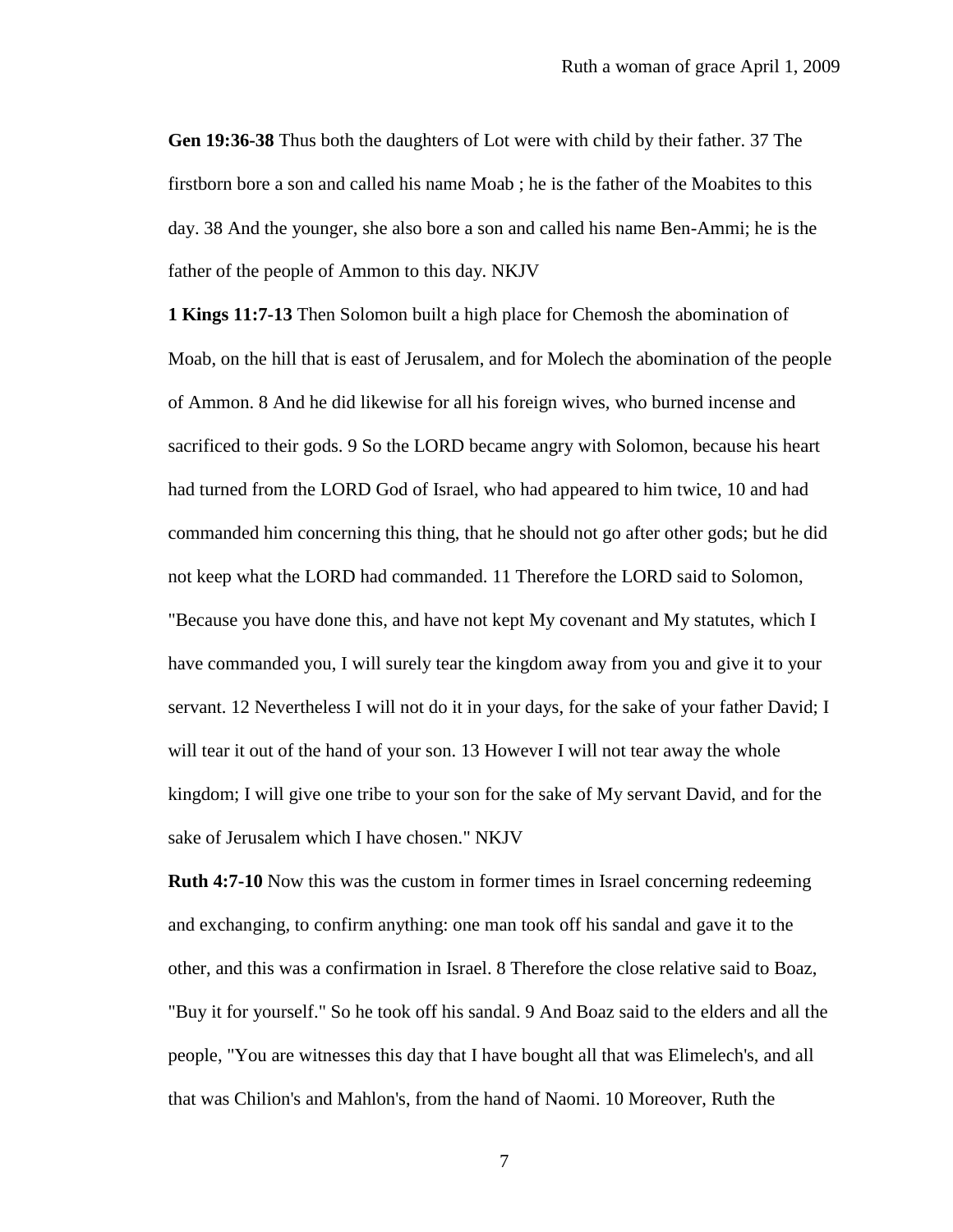**Gen 19:36-38** Thus both the daughters of Lot were with child by their father. 37 The firstborn bore a son and called his name Moab ; he is the father of the Moabites to this day. 38 And the younger, she also bore a son and called his name Ben-Ammi; he is the father of the people of Ammon to this day. NKJV

**1 Kings 11:7-13** Then Solomon built a high place for Chemosh the abomination of Moab, on the hill that is east of Jerusalem, and for Molech the abomination of the people of Ammon. 8 And he did likewise for all his foreign wives, who burned incense and sacrificed to their gods. 9 So the LORD became angry with Solomon, because his heart had turned from the LORD God of Israel, who had appeared to him twice, 10 and had commanded him concerning this thing, that he should not go after other gods; but he did not keep what the LORD had commanded. 11 Therefore the LORD said to Solomon, "Because you have done this, and have not kept My covenant and My statutes, which I have commanded you, I will surely tear the kingdom away from you and give it to your servant. 12 Nevertheless I will not do it in your days, for the sake of your father David; I will tear it out of the hand of your son. 13 However I will not tear away the whole kingdom; I will give one tribe to your son for the sake of My servant David, and for the sake of Jerusalem which I have chosen." NKJV

**Ruth 4:7-10** Now this was the custom in former times in Israel concerning redeeming and exchanging, to confirm anything: one man took off his sandal and gave it to the other, and this was a confirmation in Israel. 8 Therefore the close relative said to Boaz, "Buy it for yourself." So he took off his sandal. 9 And Boaz said to the elders and all the people, "You are witnesses this day that I have bought all that was Elimelech's, and all that was Chilion's and Mahlon's, from the hand of Naomi. 10 Moreover, Ruth the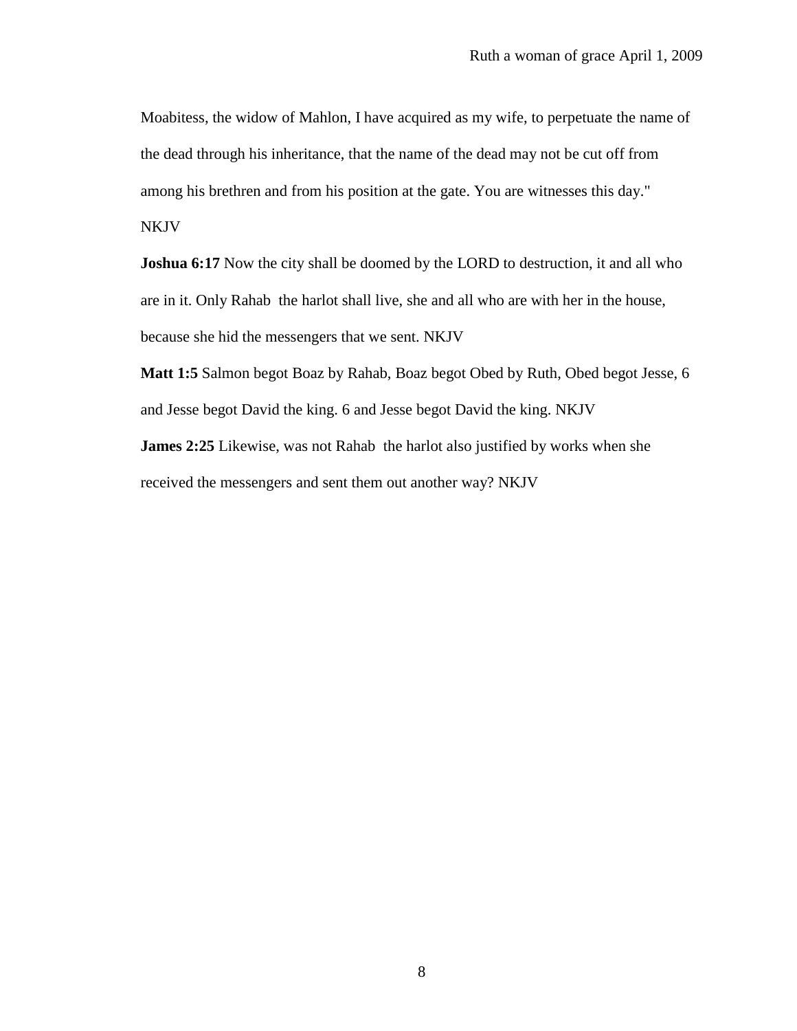Moabitess, the widow of Mahlon, I have acquired as my wife, to perpetuate the name of the dead through his inheritance, that the name of the dead may not be cut off from among his brethren and from his position at the gate. You are witnesses this day." NKJV

**Joshua 6:17** Now the city shall be doomed by the LORD to destruction, it and all who are in it. Only Rahab  the harlot shall live, she and all who are with her in the house, because she hid the messengers that we sent. NKJV

**Matt 1:5** Salmon begot Boaz by Rahab, Boaz begot Obed by Ruth, Obed begot Jesse, 6 and Jesse begot David the king. 6 and Jesse begot David the king. NKJV

**James 2:25** Likewise, was not Rahab  the harlot also justified by works when she received the messengers and sent them out another way? NKJV